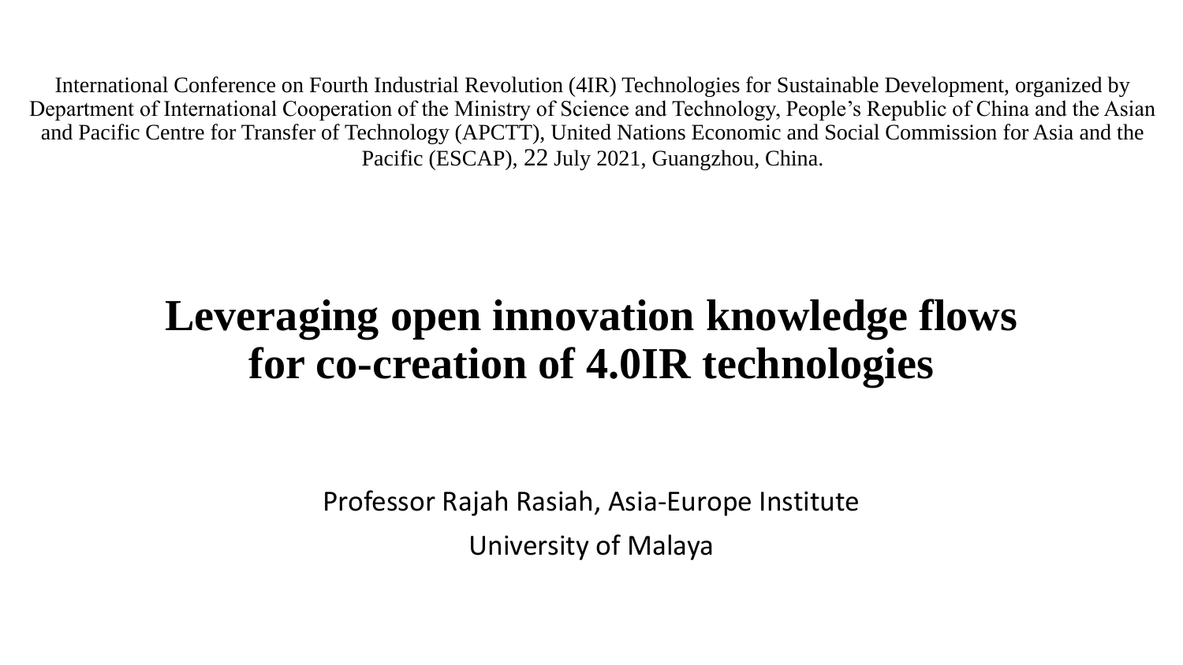International Conference on Fourth Industrial Revolution (4IR) Technologies for Sustainable Development, organized by Department of International Cooperation of the Ministry of Science and Technology, People's Republic of China and the Asian and Pacific Centre for Transfer of Technology (APCTT), United Nations Economic and Social Commission for Asia and the Pacific (ESCAP), 22 July 2021, Guangzhou, China.

# Leveraging open innovation knowledge flows for co-creation of 4.0IR technologies

Professor Rajah Rasiah, Asia-Europe Institute

University of Malaya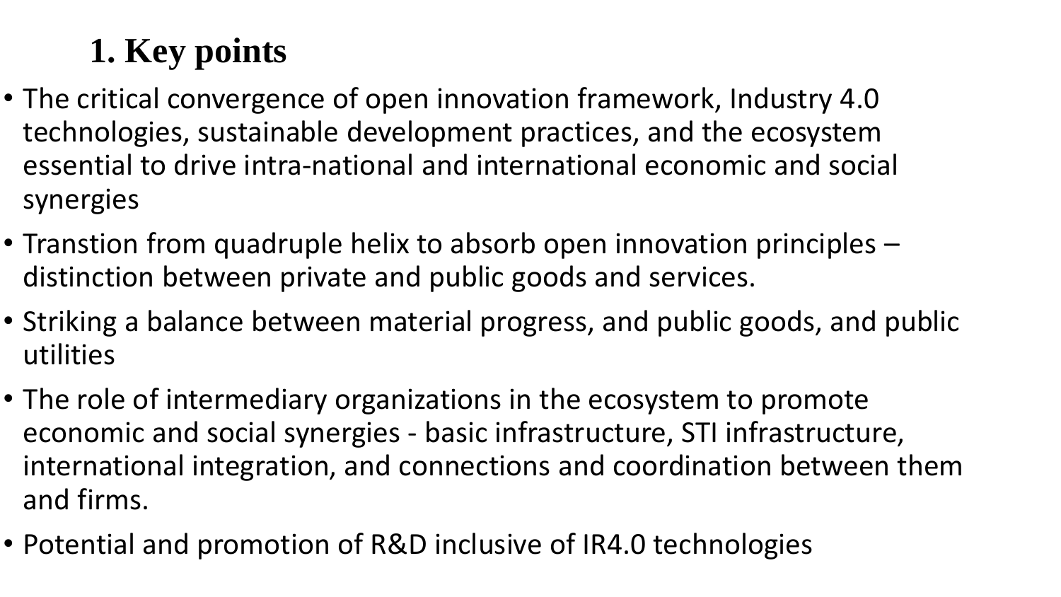# 1. Key points

- The critical convergence of open innovation framework, Industry 4.0 technologies, sustainable development practices, and the ecosystem essential to drive intra-national and international economic and social synergies
- Transtion from quadruple helix to absorb open innovation principles – distinction between private and public goods and services.
- Striking a balance between material progress, and public goods, and public utilities
- The role of intermediary organizations in the ecosystem to promote economic and social synergies - basic infrastructure, STI infrastructure, international integration, and connections and coordination between them and firms.
- Potential and promotion of R&D inclusive of IR4.0 technologies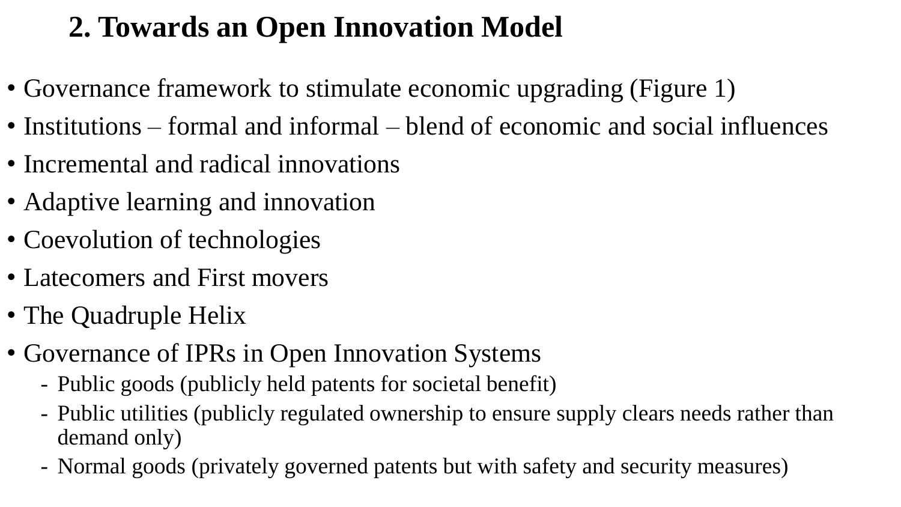## 2. Towards an Open Innovation Model

- Governance framework to stimulate economic upgrading (Figure 1)
- Institutions – formal and informal – blend of economic and social influences
- Incremental and radical innovations
- Adaptive learning and innovation
- Coevolution of technologies
- Latecomers and First movers
- The Quadruple Helix
- Governance of IPRs in Open Innovation Systems
  - Public goods (publicly held patents for societal benefit)
  - Public utilities (publicly regulated ownership to ensure supply clears needs rather than demand only)
  - Normal goods (privately governed patents but with safety and security measures)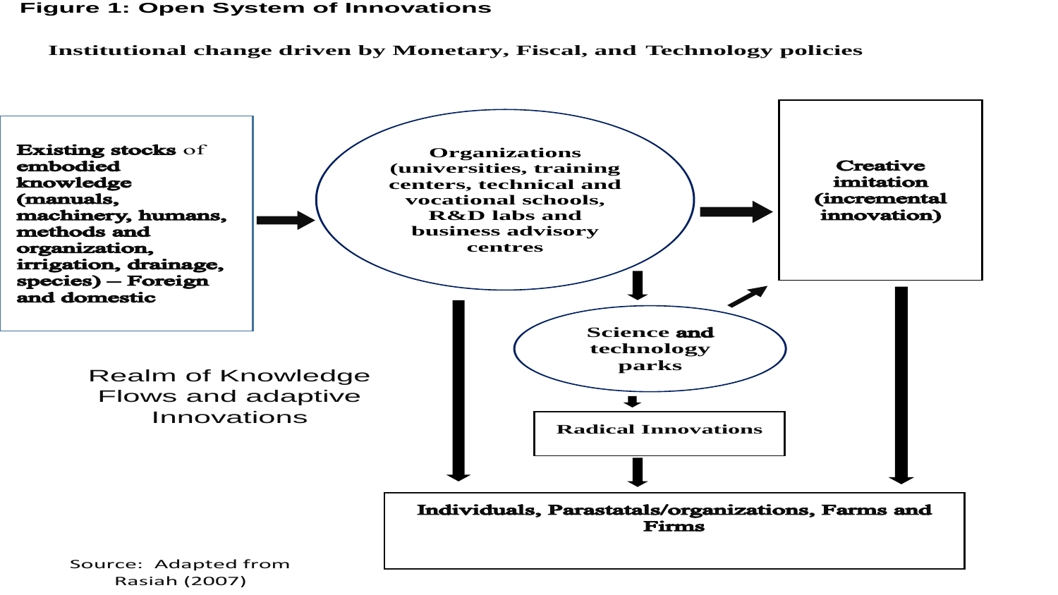**Figure 1: Open System of Innovations**

Institutional change driven by Monetary, Fiscal, and Technology policies

**Existing stocks** of **embodied knowledge (manuals, machinery, humans, methods and organization, irrigation, drainage, species) – Foreign and domestic**

**Organizations (universities, training centers, technical and vocational schools, R&D labs and business advisory centres**

**Creative imitation (incremental innovation)**

**Science and technology parks**

**Radical Innovations**

**Individuals, Parastatals/organizations, Farms and Firms**

Realm of Knowledge Flows and adaptive Innovations

Source: Adapted from Rasiah (2007)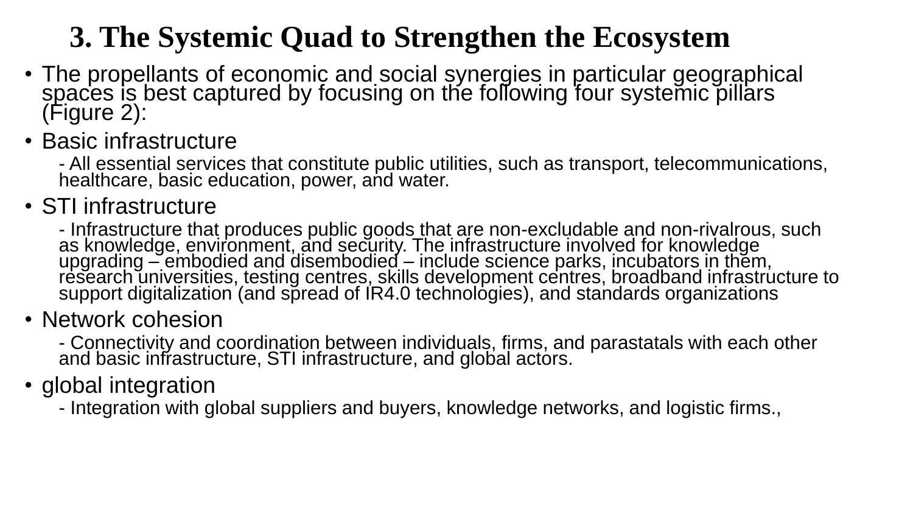# 3. The Systemic Quad to Strengthen the Ecosystem

- The propellants of economic and social synergies in particular geographical spaces is best captured by focusing on the following four systemic pillars (Figure 2):
- Basic infrastructure
  - All essential services that constitute public utilities, such as transport, telecommunications, healthcare, basic education, power, and water.
- STI infrastructure
  - Infrastructure that produces public goods that are non-excludable and non-rivalrous, such as knowledge, environment, and security. The infrastructure involved for knowledge upgrading – embodied and disembodied – include science parks, incubators in them, research universities, testing centres, skills development centres, broadband infrastructure to support digitalization (and spread of IR4.0 technologies), and standards organizations
- Network cohesion
  - Connectivity and coordination between individuals, firms, and parastatals with each other and basic infrastructure, STI infrastructure, and global actors.
- global integration
  - Integration with global suppliers and buyers, knowledge networks, and logistic firms.,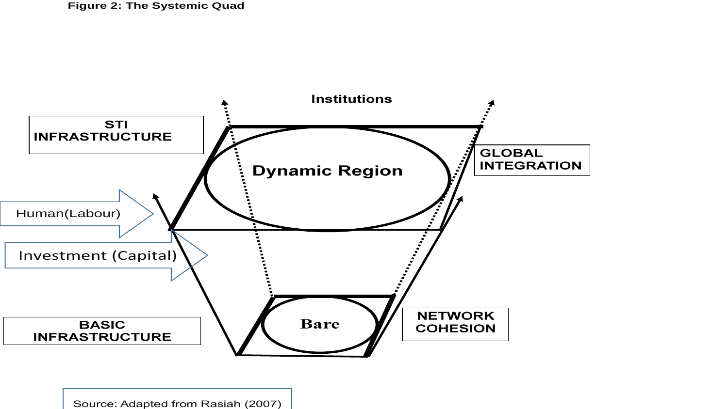**Figure 2: The Systemic Quad**

Institutions

STI INFRASTRUCTURE

Dynamic Region

GLOBAL INTEGRATION

Human(Labour)

Investment (Capital)

Bare

BASIC INFRASTRUCTURE

NETWORK COHESION

Source: Adapted from Rasiah (2007)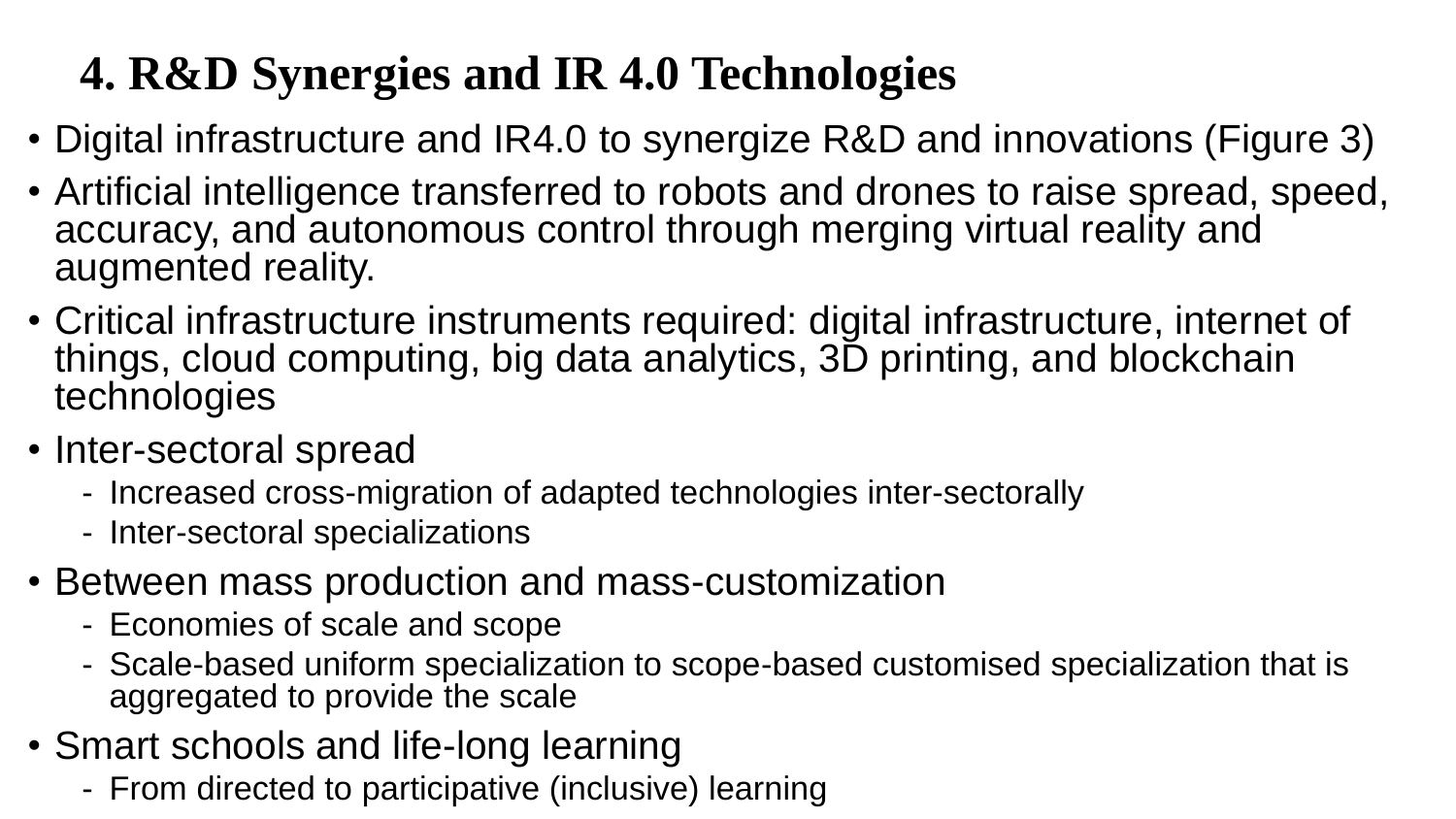# 4. R&D Synergies and IR 4.0 Technologies

- Digital infrastructure and IR4.0 to synergize R&D and innovations (Figure 3)
- Artificial intelligence transferred to robots and drones to raise spread, speed, accuracy, and autonomous control through merging virtual reality and augmented reality.
- Critical infrastructure instruments required: digital infrastructure, internet of things, cloud computing, big data analytics, 3D printing, and blockchain technologies
- Inter-sectoral spread
  - Increased cross-migration of adapted technologies inter-sectorally
  - Inter-sectoral specializations
- Between mass production and mass-customization
  - Economies of scale and scope
  - Scale-based uniform specialization to scope-based customised specialization that is aggregated to provide the scale
- Smart schools and life-long learning
  - From directed to participative (inclusive) learning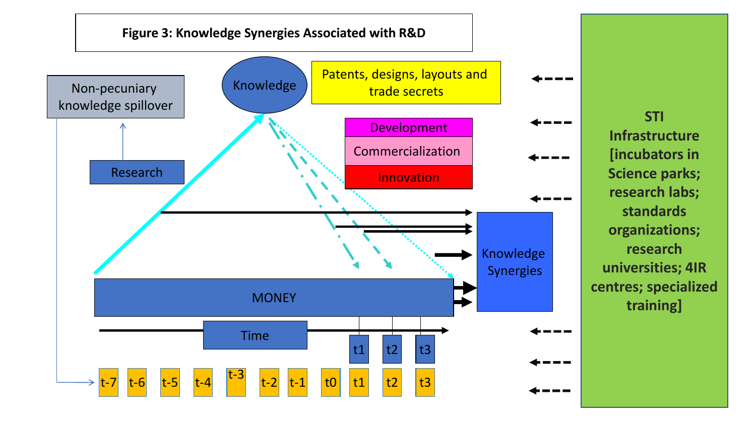**Figure 3: Knowledge Synergies Associated with R&D**

Non-pecuniary knowledge spillover

Knowledge

Patents, designs, layouts and trade secrets

Development

Commercialization

Innovation

Research

Knowledge Synergies

MONEY

Time

t1 t2 t3

t-7 t-6 t-5 t-4 t-3 t-2 t-1 t0 t1 t2 t3

STI Infrastructure [incubators in Science parks; research labs; standards organizations; research universities; 4IR centres; specialized training]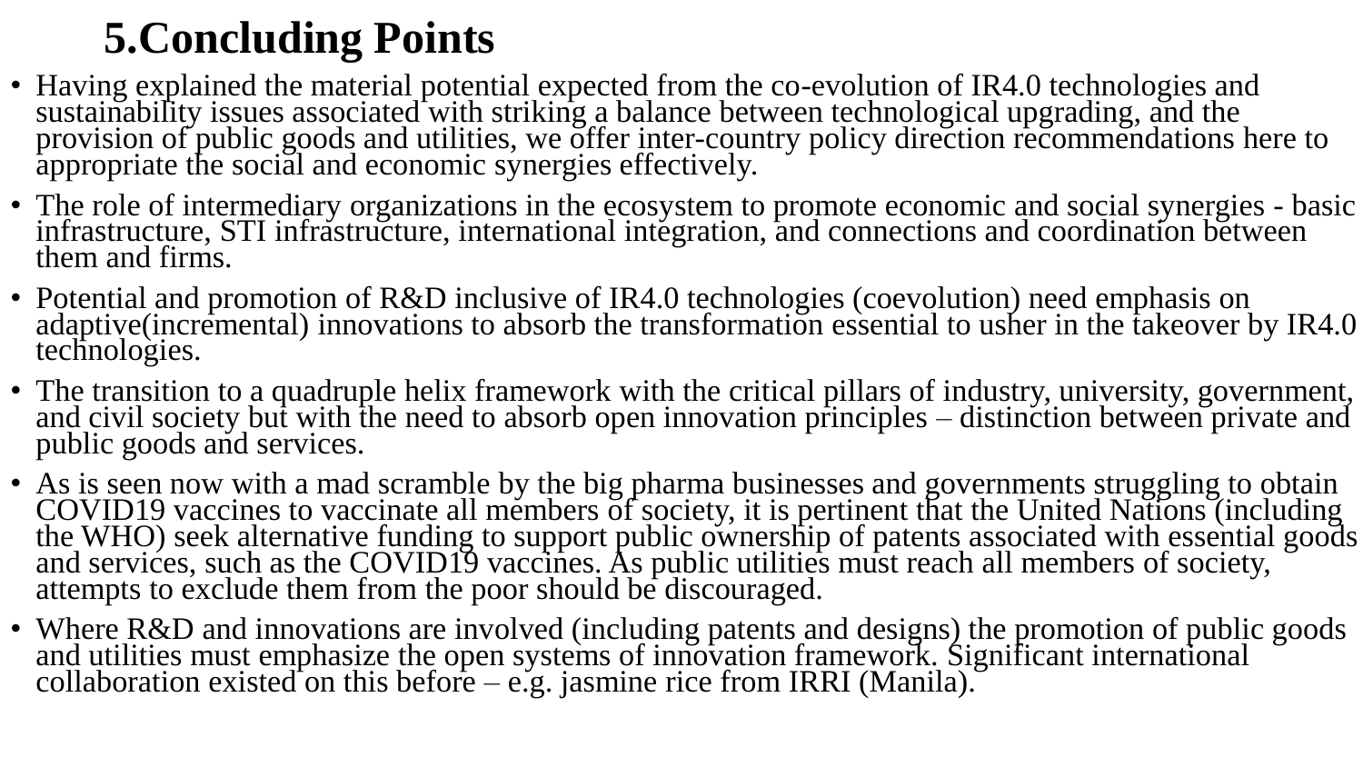## 5.Concluding Points

- Having explained the material potential expected from the co-evolution of IR4.0 technologies and sustainability issues associated with striking a balance between technological upgrading, and the provision of public goods and utilities, we offer inter-country policy direction recommendations here to appropriate the social and economic synergies effectively.
- The role of intermediary organizations in the ecosystem to promote economic and social synergies - basic infrastructure, STI infrastructure, international integration, and connections and coordination between them and firms.
- Potential and promotion of R&D inclusive of IR4.0 technologies (coevolution) need emphasis on adaptive(incremental) innovations to absorb the transformation essential to usher in the takeover by IR4.0 technologies.
- The transition to a quadruple helix framework with the critical pillars of industry, university, government, and civil society but with the need to absorb open innovation principles – distinction between private and public goods and services.
- As is seen now with a mad scramble by the big pharma businesses and governments struggling to obtain COVID19 vaccines to vaccinate all members of society, it is pertinent that the United Nations (including the WHO) seek alternative funding to support public ownership of patents associated with essential goods and services, such as the COVID19 vaccines. As public utilities must reach all members of society, attempts to exclude them from the poor should be discouraged.
- Where R&D and innovations are involved (including patents and designs) the promotion of public goods and utilities must emphasize the open systems of innovation framework. Significant international collaboration existed on this before – e.g. jasmine rice from IRRI (Manila).